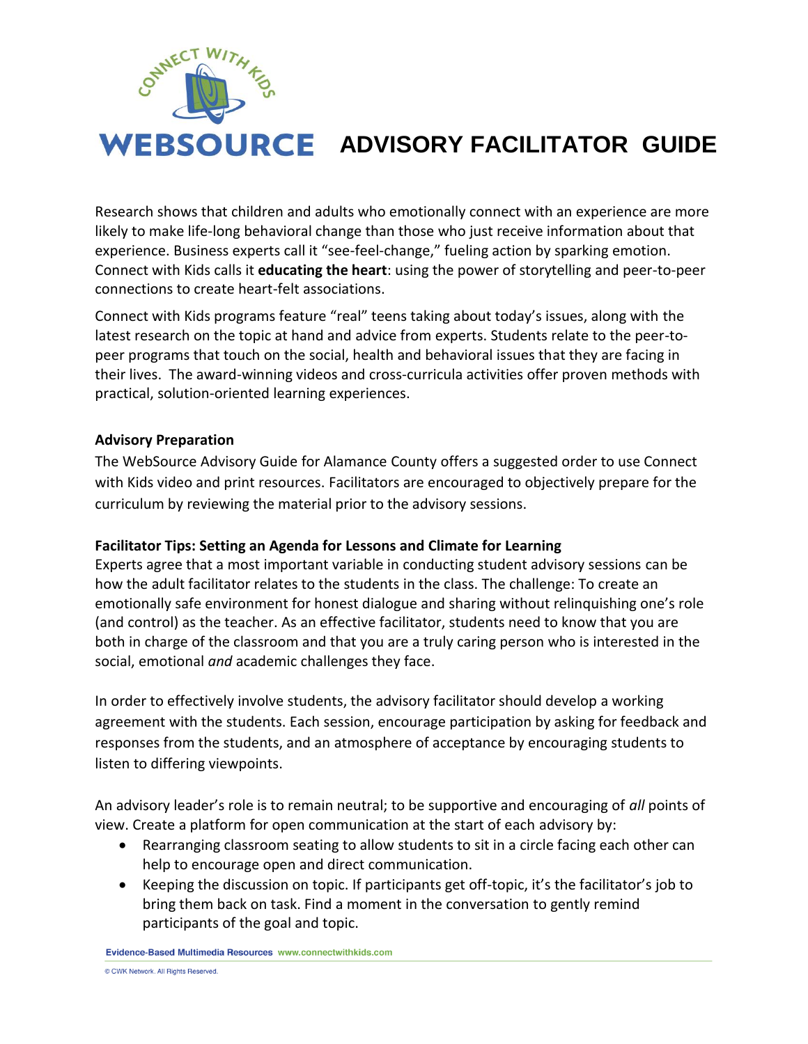# WEBSOURCE ADVISORY FACILITATOR GUIDE

Research shows that children and adults who emotionally connect with an experience are more likely to make life-long behavioral change than those who just receive information about that experience. Business experts call it "see-feel-change," fueling action by sparking emotion. Connect with Kids calls it **educating the heart**: using the power of storytelling and peer-to-peer connections to create heart-felt associations.

Connect with Kids programs feature "real" teens taking about today's issues, along with the latest research on the topic at hand and advice from experts. Students relate to the peer-to-peer programs that touch on the social, health and behavioral issues that they are facing in their lives. The award-winning videos and cross-curricula activities offer proven methods with practical, solution-oriented learning experiences.

**Advisory Preparation**

The WebSource Advisory Guide for Alamance County offers a suggested order to use Connect with Kids video and print resources. Facilitators are encouraged to objectively prepare for the curriculum by reviewing the material prior to the advisory sessions.

**Facilitator Tips: Setting an Agenda for Lessons and Climate for Learning**

Experts agree that a most important variable in conducting student advisory sessions can be how the adult facilitator relates to the students in the class. The challenge: To create an emotionally safe environment for honest dialogue and sharing without relinquishing one's role (and control) as the teacher. As an effective facilitator, students need to know that you are both in charge of the classroom and that you are a truly caring person who is interested in the social, emotional *and* academic challenges they face.

In order to effectively involve students, the advisory facilitator should develop a working agreement with the students. Each session, encourage participation by asking for feedback and responses from the students, and an atmosphere of acceptance by encouraging students to listen to differing viewpoints.

An advisory leader's role is to remain neutral; to be supportive and encouraging of *all* points of view. Create a platform for open communication at the start of each advisory by:

- Rearranging classroom seating to allow students to sit in a circle facing each other can help to encourage open and direct communication.
- Keeping the discussion on topic. If participants get off-topic, it's the facilitator's job to bring them back on task. Find a moment in the conversation to gently remind participants of the goal and topic.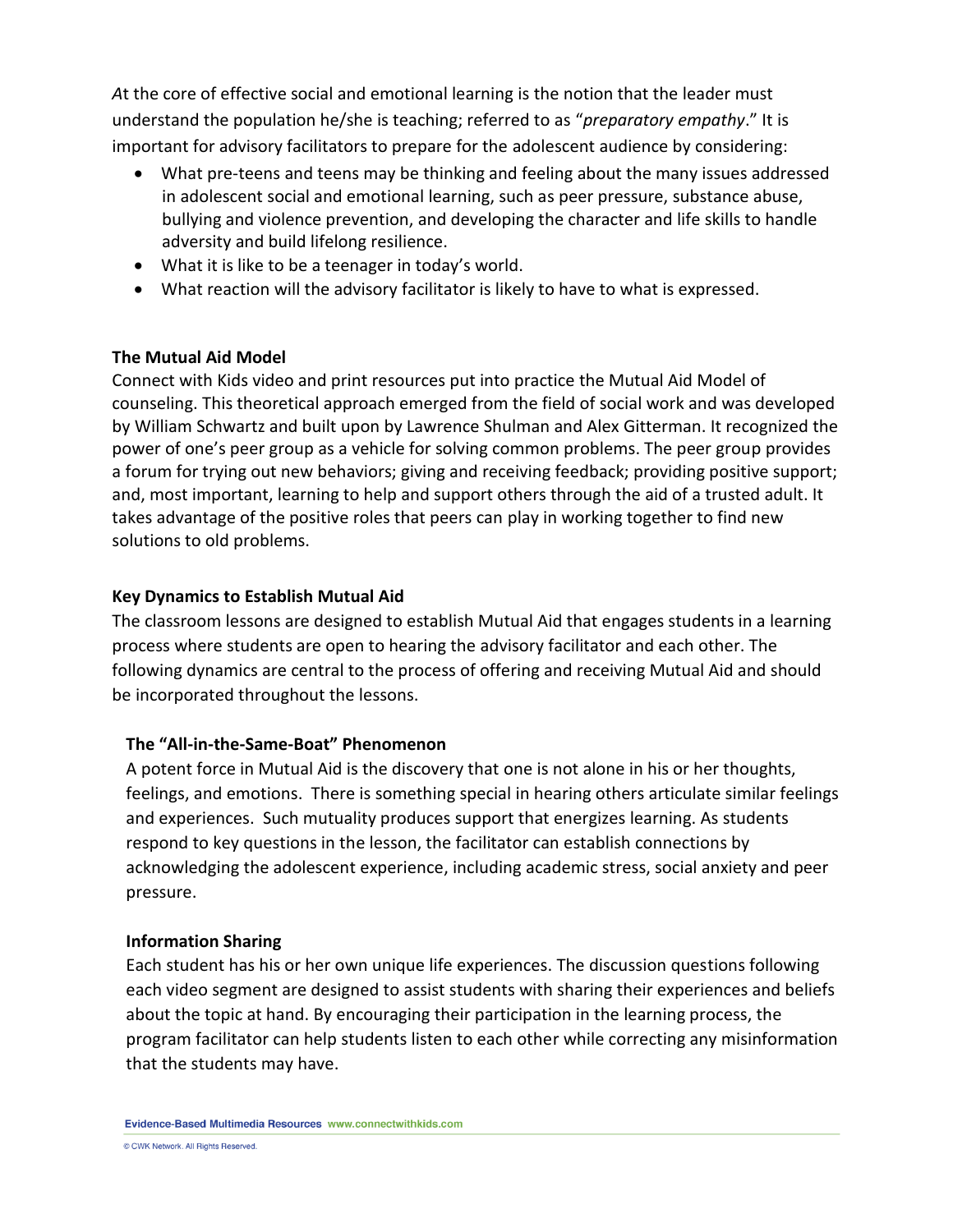*A*t the core of effective social and emotional learning is the notion that the leader must understand the population he/she is teaching; referred to as "*preparatory empathy*." It is important for advisory facilitators to prepare for the adolescent audience by considering:

- What pre-teens and teens may be thinking and feeling about the many issues addressed in adolescent social and emotional learning, such as peer pressure, substance abuse, bullying and violence prevention, and developing the character and life skills to handle adversity and build lifelong resilience.
- What it is like to be a teenager in today's world.
- What reaction will the advisory facilitator is likely to have to what is expressed.

**The Mutual Aid Model**

Connect with Kids video and print resources put into practice the Mutual Aid Model of counseling. This theoretical approach emerged from the field of social work and was developed by William Schwartz and built upon by Lawrence Shulman and Alex Gitterman. It recognized the power of one's peer group as a vehicle for solving common problems. The peer group provides a forum for trying out new behaviors; giving and receiving feedback; providing positive support; and, most important, learning to help and support others through the aid of a trusted adult. It takes advantage of the positive roles that peers can play in working together to find new solutions to old problems.

**Key Dynamics to Establish Mutual Aid**

The classroom lessons are designed to establish Mutual Aid that engages students in a learning process where students are open to hearing the advisory facilitator and each other. The following dynamics are central to the process of offering and receiving Mutual Aid and should be incorporated throughout the lessons.

**The "All-in-the-Same-Boat" Phenomenon**

A potent force in Mutual Aid is the discovery that one is not alone in his or her thoughts, feelings, and emotions. There is something special in hearing others articulate similar feelings and experiences. Such mutuality produces support that energizes learning. As students respond to key questions in the lesson, the facilitator can establish connections by acknowledging the adolescent experience, including academic stress, social anxiety and peer pressure.

**Information Sharing**

Each student has his or her own unique life experiences. The discussion questions following each video segment are designed to assist students with sharing their experiences and beliefs about the topic at hand. By encouraging their participation in the learning process, the program facilitator can help students listen to each other while correcting any misinformation that the students may have.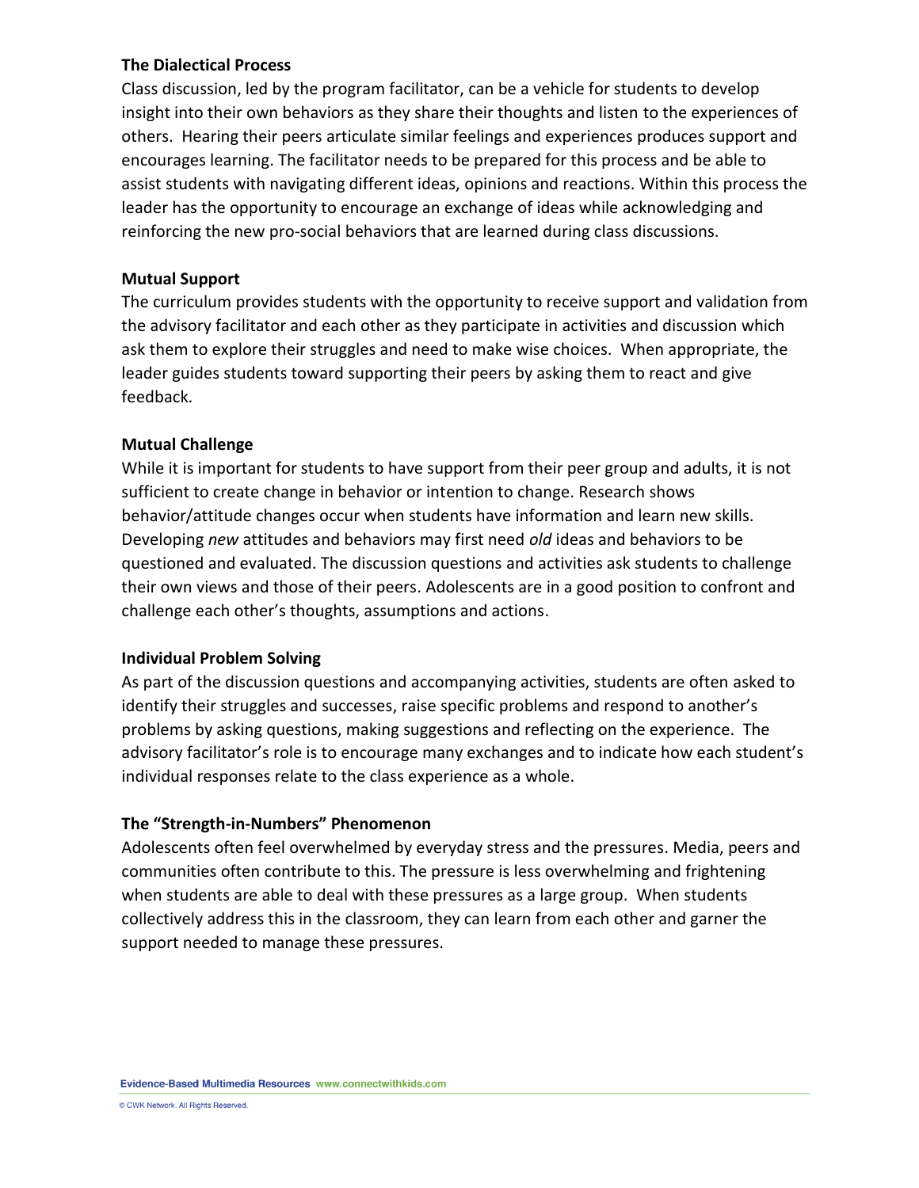**The Dialectical Process**

Class discussion, led by the program facilitator, can be a vehicle for students to develop insight into their own behaviors as they share their thoughts and listen to the experiences of others. Hearing their peers articulate similar feelings and experiences produces support and encourages learning. The facilitator needs to be prepared for this process and be able to assist students with navigating different ideas, opinions and reactions. Within this process the leader has the opportunity to encourage an exchange of ideas while acknowledging and reinforcing the new pro-social behaviors that are learned during class discussions.

**Mutual Support**

The curriculum provides students with the opportunity to receive support and validation from the advisory facilitator and each other as they participate in activities and discussion which ask them to explore their struggles and need to make wise choices. When appropriate, the leader guides students toward supporting their peers by asking them to react and give feedback.

**Mutual Challenge**

While it is important for students to have support from their peer group and adults, it is not sufficient to create change in behavior or intention to change. Research shows behavior/attitude changes occur when students have information and learn new skills. Developing *new* attitudes and behaviors may first need *old* ideas and behaviors to be questioned and evaluated. The discussion questions and activities ask students to challenge their own views and those of their peers. Adolescents are in a good position to confront and challenge each other's thoughts, assumptions and actions.

**Individual Problem Solving**

As part of the discussion questions and accompanying activities, students are often asked to identify their struggles and successes, raise specific problems and respond to another's problems by asking questions, making suggestions and reflecting on the experience. The advisory facilitator's role is to encourage many exchanges and to indicate how each student's individual responses relate to the class experience as a whole.

**The "Strength-in-Numbers" Phenomenon**

Adolescents often feel overwhelmed by everyday stress and the pressures. Media, peers and communities often contribute to this. The pressure is less overwhelming and frightening when students are able to deal with these pressures as a large group. When students collectively address this in the classroom, they can learn from each other and garner the support needed to manage these pressures.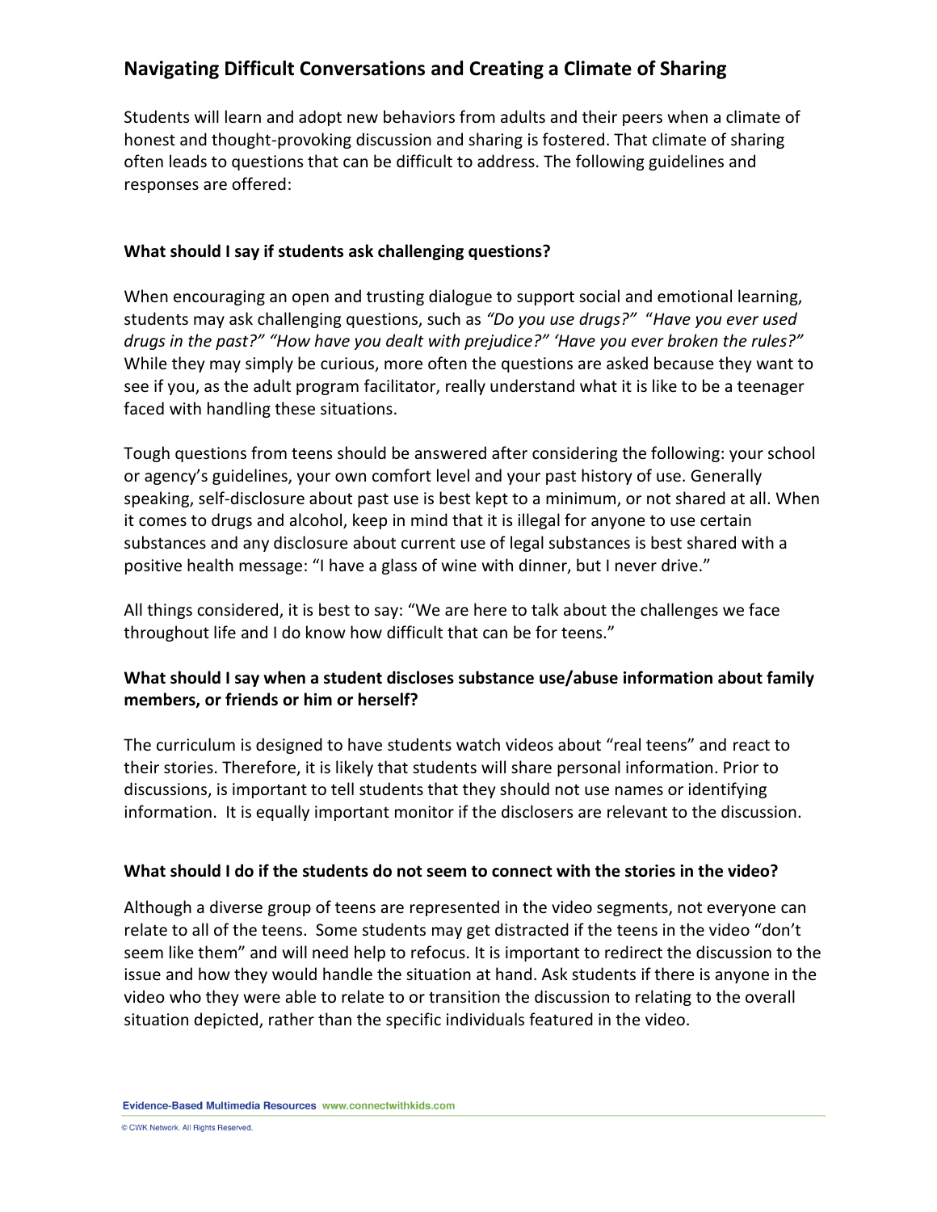## Navigating Difficult Conversations and Creating a Climate of Sharing

Students will learn and adopt new behaviors from adults and their peers when a climate of honest and thought-provoking discussion and sharing is fostered. That climate of sharing often leads to questions that can be difficult to address. The following guidelines and responses are offered:

### What should I say if students ask challenging questions?

When encouraging an open and trusting dialogue to support social and emotional learning, students may ask challenging questions, such as *"Do you use drugs?"* "*Have you ever used drugs in the past?" "How have you dealt with prejudice?" 'Have you ever broken the rules?"* While they may simply be curious, more often the questions are asked because they want to see if you, as the adult program facilitator, really understand what it is like to be a teenager faced with handling these situations.

Tough questions from teens should be answered after considering the following: your school or agency's guidelines, your own comfort level and your past history of use. Generally speaking, self-disclosure about past use is best kept to a minimum, or not shared at all. When it comes to drugs and alcohol, keep in mind that it is illegal for anyone to use certain substances and any disclosure about current use of legal substances is best shared with a positive health message: "I have a glass of wine with dinner, but I never drive."

All things considered, it is best to say: "We are here to talk about the challenges we face throughout life and I do know how difficult that can be for teens."

### What should I say when a student discloses substance use/abuse information about family members, or friends or him or herself?

The curriculum is designed to have students watch videos about "real teens" and react to their stories. Therefore, it is likely that students will share personal information. Prior to discussions, is important to tell students that they should not use names or identifying information. It is equally important monitor if the disclosers are relevant to the discussion.

### What should I do if the students do not seem to connect with the stories in the video?

Although a diverse group of teens are represented in the video segments, not everyone can relate to all of the teens. Some students may get distracted if the teens in the video "don't seem like them" and will need help to refocus. It is important to redirect the discussion to the issue and how they would handle the situation at hand. Ask students if there is anyone in the video who they were able to relate to or transition the discussion to relating to the overall situation depicted, rather than the specific individuals featured in the video.